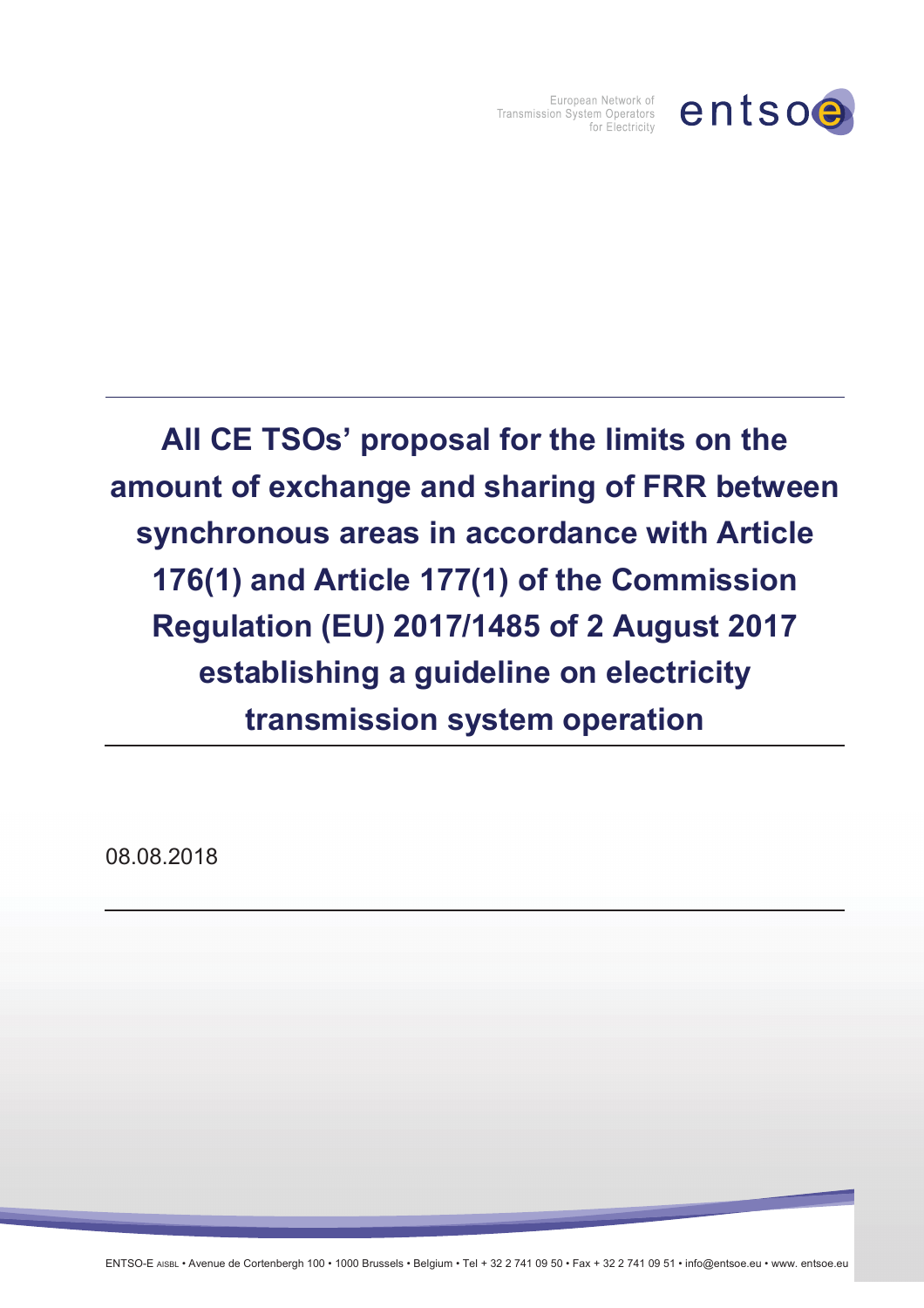European Network of Transmission System Operators for Electricity

# All CE TSOs' proposal for the limits on the amount of exchange and sharing of FRR between synchronous areas in accordance with Article 176(1) and Article 177(1) of the Commission Regulation (EU) 2017/1485 of 2 August 2017 establishing a guideline on electricity transmission system operation

08.08.2018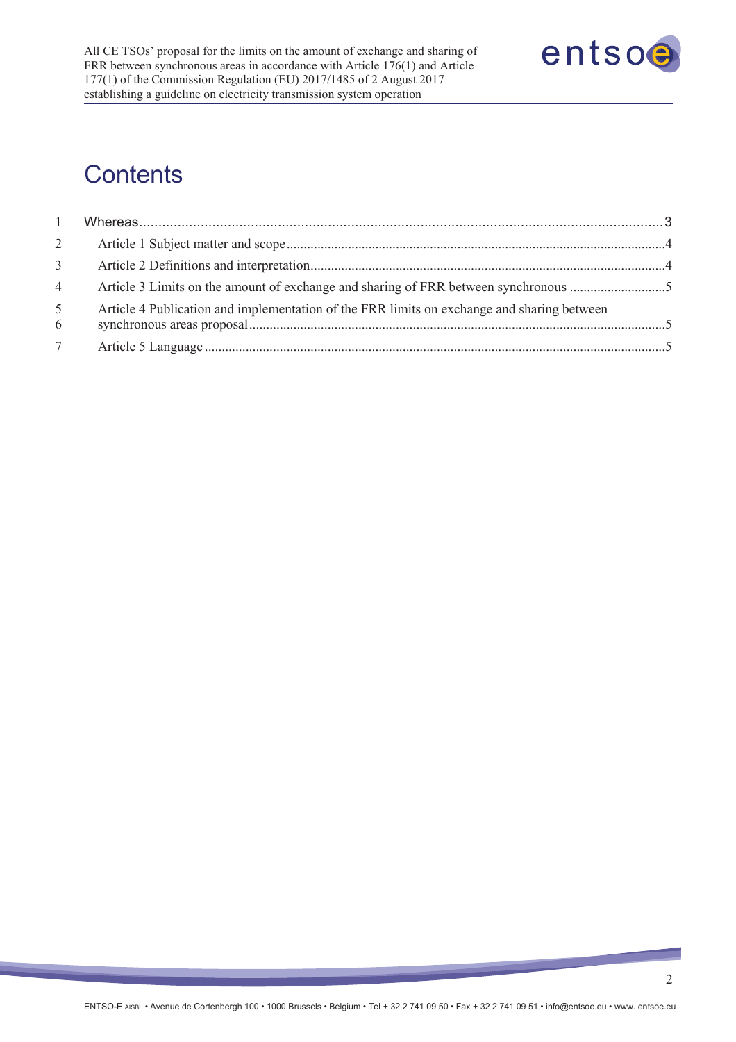# Contents

1 Whereas........................................................................................................................3

2 Article 1 Subject matter and scope..................................................................................4

3 Article 2 Definitions and interpretation.............................................................................4

4 Article 3 Limits on the amount of exchange and sharing of FRR between synchronous ...........5

5 Article 4 Publication and implementation of the FRR limits on exchange and sharing between
6 synchronous areas proposal..........................................................................................5

7 Article 5 Language .........................................................................................................5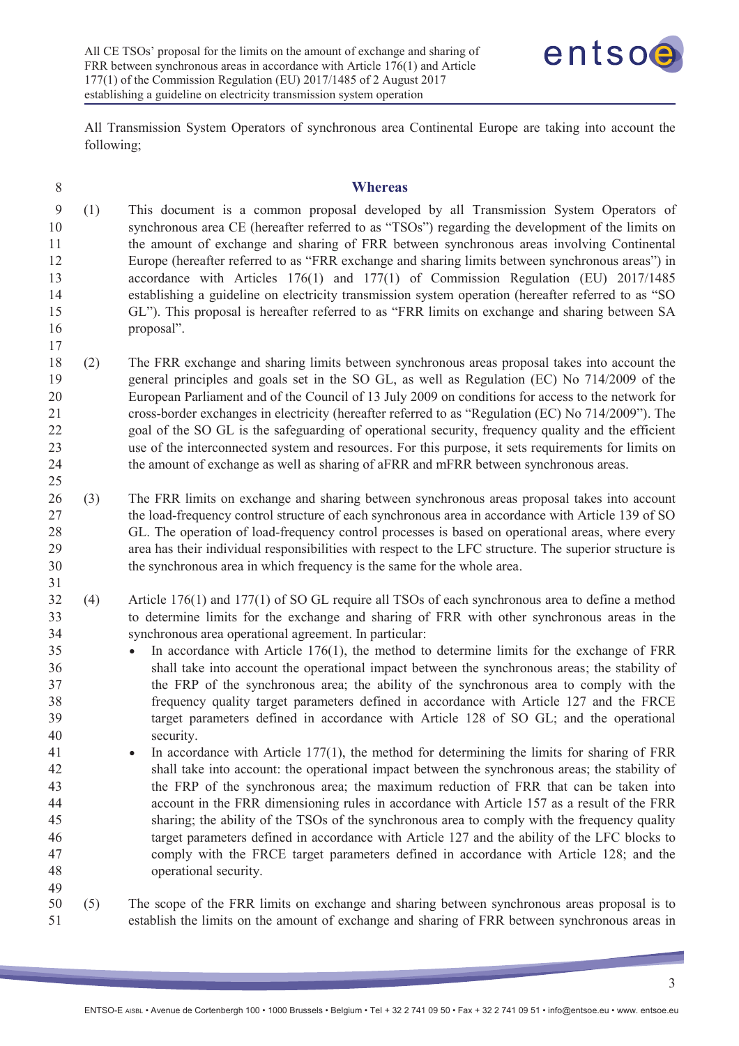All Transmission System Operators of synchronous area Continental Europe are taking into account the following;

## Whereas

(1) This document is a common proposal developed by all Transmission System Operators of synchronous area CE (hereafter referred to as "TSOs") regarding the development of the limits on the amount of exchange and sharing of FRR between synchronous areas involving Continental Europe (hereafter referred to as "FRR exchange and sharing limits between synchronous areas") in accordance with Articles 176(1) and 177(1) of Commission Regulation (EU) 2017/1485 establishing a guideline on electricity transmission system operation (hereafter referred to as "SO GL"). This proposal is hereafter referred to as "FRR limits on exchange and sharing between SA proposal".

(2) The FRR exchange and sharing limits between synchronous areas proposal takes into account the general principles and goals set in the SO GL, as well as Regulation (EC) No 714/2009 of the European Parliament and of the Council of 13 July 2009 on conditions for access to the network for cross-border exchanges in electricity (hereafter referred to as "Regulation (EC) No 714/2009"). The goal of the SO GL is the safeguarding of operational security, frequency quality and the efficient use of the interconnected system and resources. For this purpose, it sets requirements for limits on the amount of exchange as well as sharing of aFRR and mFRR between synchronous areas.

(3) The FRR limits on exchange and sharing between synchronous areas proposal takes into account the load-frequency control structure of each synchronous area in accordance with Article 139 of SO GL. The operation of load-frequency control processes is based on operational areas, where every area has their individual responsibilities with respect to the LFC structure. The superior structure is the synchronous area in which frequency is the same for the whole area.

(4) Article 176(1) and 177(1) of SO GL require all TSOs of each synchronous area to define a method to determine limits for the exchange and sharing of FRR with other synchronous areas in the synchronous area operational agreement. In particular:

- In accordance with Article 176(1), the method to determine limits for the exchange of FRR shall take into account the operational impact between the synchronous areas; the stability of the FRP of the synchronous area; the ability of the synchronous area to comply with the frequency quality target parameters defined in accordance with Article 127 and the FRCE target parameters defined in accordance with Article 128 of SO GL; and the operational security.
- In accordance with Article 177(1), the method for determining the limits for sharing of FRR shall take into account: the operational impact between the synchronous areas; the stability of the FRP of the synchronous area; the maximum reduction of FRR that can be taken into account in the FRR dimensioning rules in accordance with Article 157 as a result of the FRR sharing; the ability of the TSOs of the synchronous area to comply with the frequency quality target parameters defined in accordance with Article 127 and the ability of the LFC blocks to comply with the FRCE target parameters defined in accordance with Article 128; and the operational security.

(5) The scope of the FRR limits on exchange and sharing between synchronous areas proposal is to establish the limits on the amount of exchange and sharing of FRR between synchronous areas in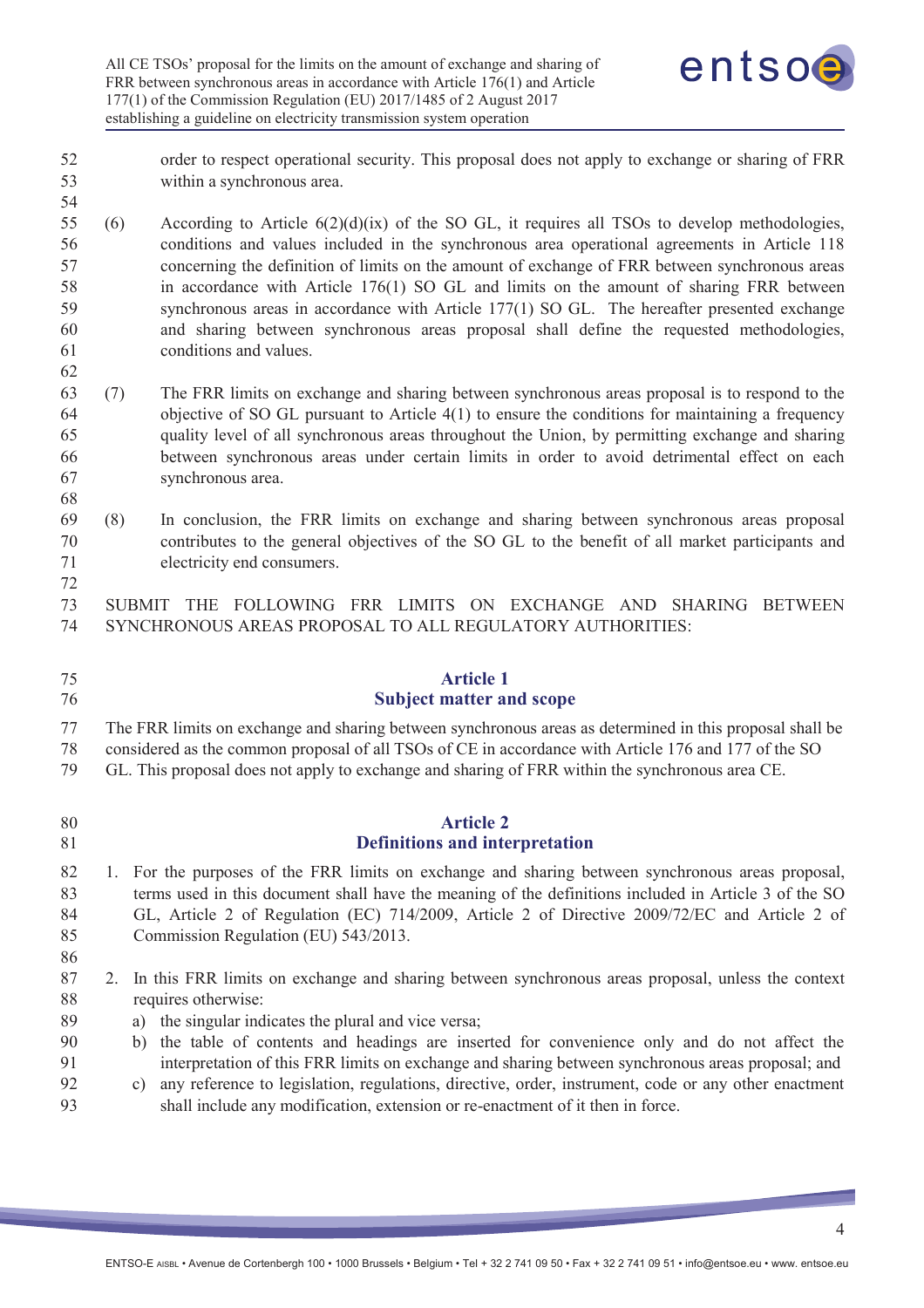order to respect operational security. This proposal does not apply to exchange or sharing of FRR within a synchronous area.

(6) According to Article 6(2)(d)(ix) of the SO GL, it requires all TSOs to develop methodologies, conditions and values included in the synchronous area operational agreements in Article 118 concerning the definition of limits on the amount of exchange of FRR between synchronous areas in accordance with Article 176(1) SO GL and limits on the amount of sharing FRR between synchronous areas in accordance with Article 177(1) SO GL. The hereafter presented exchange and sharing between synchronous areas proposal shall define the requested methodologies, conditions and values.

(7) The FRR limits on exchange and sharing between synchronous areas proposal is to respond to the objective of SO GL pursuant to Article 4(1) to ensure the conditions for maintaining a frequency quality level of all synchronous areas throughout the Union, by permitting exchange and sharing between synchronous areas under certain limits in order to avoid detrimental effect on each synchronous area.

(8) In conclusion, the FRR limits on exchange and sharing between synchronous areas proposal contributes to the general objectives of the SO GL to the benefit of all market participants and electricity end consumers.

SUBMIT THE FOLLOWING FRR LIMITS ON EXCHANGE AND SHARING BETWEEN SYNCHRONOUS AREAS PROPOSAL TO ALL REGULATORY AUTHORITIES:

## Article 1
## Subject matter and scope

The FRR limits on exchange and sharing between synchronous areas as determined in this proposal shall be considered as the common proposal of all TSOs of CE in accordance with Article 176 and 177 of the SO GL. This proposal does not apply to exchange and sharing of FRR within the synchronous area CE.

## Article 2
## Definitions and interpretation

1. For the purposes of the FRR limits on exchange and sharing between synchronous areas proposal, terms used in this document shall have the meaning of the definitions included in Article 3 of the SO GL, Article 2 of Regulation (EC) 714/2009, Article 2 of Directive 2009/72/EC and Article 2 of Commission Regulation (EU) 543/2013.

2. In this FRR limits on exchange and sharing between synchronous areas proposal, unless the context requires otherwise:
   a) the singular indicates the plural and vice versa;
   b) the table of contents and headings are inserted for convenience only and do not affect the interpretation of this FRR limits on exchange and sharing between synchronous areas proposal; and
   c) any reference to legislation, regulations, directive, order, instrument, code or any other enactment shall include any modification, extension or re-enactment of it then in force.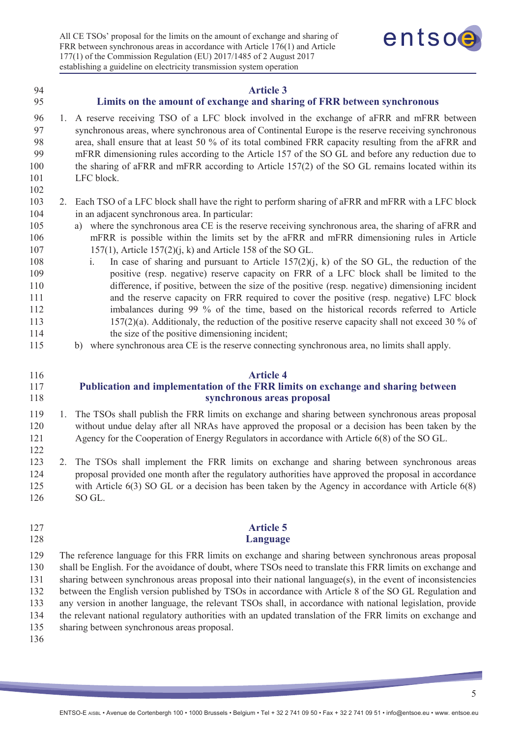## Article 3
### Limits on the amount of exchange and sharing of FRR between synchronous

1. A reserve receiving TSO of a LFC block involved in the exchange of aFRR and mFRR between synchronous areas, where synchronous area of Continental Europe is the reserve receiving synchronous area, shall ensure that at least 50 % of its total combined FRR capacity resulting from the aFRR and mFRR dimensioning rules according to the Article 157 of the SO GL and before any reduction due to the sharing of aFRR and mFRR according to Article 157(2) of the SO GL remains located within its LFC block.

2. Each TSO of a LFC block shall have the right to perform sharing of aFRR and mFRR with a LFC block in an adjacent synchronous area. In particular:
   a) where the synchronous area CE is the reserve receiving synchronous area, the sharing of aFRR and mFRR is possible within the limits set by the aFRR and mFRR dimensioning rules in Article 157(1), Article 157(2)(j, k) and Article 158 of the SO GL.
      i. In case of sharing and pursuant to Article 157(2)(j, k) of the SO GL, the reduction of the positive (resp. negative) reserve capacity on FRR of a LFC block shall be limited to the difference, if positive, between the size of the positive (resp. negative) dimensioning incident and the reserve capacity on FRR required to cover the positive (resp. negative) LFC block imbalances during 99 % of the time, based on the historical records referred to Article 157(2)(a). Additionaly, the reduction of the positive reserve capacity shall not exceed 30 % of the size of the positive dimensioning incident;
   b) where synchronous area CE is the reserve connecting synchronous area, no limits shall apply.

## Article 4
### Publication and implementation of the FRR limits on exchange and sharing between synchronous areas proposal

1. The TSOs shall publish the FRR limits on exchange and sharing between synchronous areas proposal without undue delay after all NRAs have approved the proposal or a decision has been taken by the Agency for the Cooperation of Energy Regulators in accordance with Article 6(8) of the SO GL.

2. The TSOs shall implement the FRR limits on exchange and sharing between synchronous areas proposal provided one month after the regulatory authorities have approved the proposal in accordance with Article 6(3) SO GL or a decision has been taken by the Agency in accordance with Article 6(8) SO GL.

## Article 5
### Language

The reference language for this FRR limits on exchange and sharing between synchronous areas proposal shall be English. For the avoidance of doubt, where TSOs need to translate this FRR limits on exchange and sharing between synchronous areas proposal into their national language(s), in the event of inconsistencies between the English version published by TSOs in accordance with Article 8 of the SO GL Regulation and any version in another language, the relevant TSOs shall, in accordance with national legislation, provide the relevant national regulatory authorities with an updated translation of the FRR limits on exchange and sharing between synchronous areas proposal.